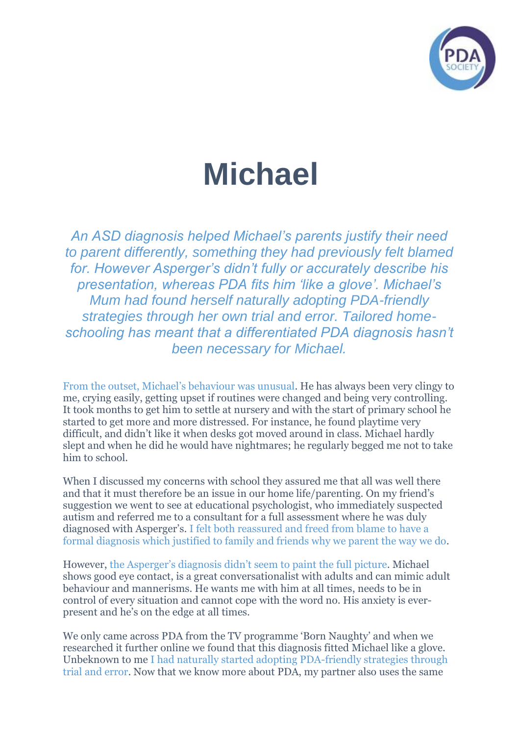# Michael

*An ASD diagnosis helped Michael's parents justify their need to parent differently, something they had previously felt blamed for. However Asperger's didn't fully or accurately describe his presentation, whereas PDA fits him 'like a glove'. Michael's Mum had found herself naturally adopting PDA-friendly strategies through her own trial and error. Tailored home-schooling has meant that a differentiated PDA diagnosis hasn't been necessary for Michael.*

From the outset, Michael's behaviour was unusual. He has always been very clingy to me, crying easily, getting upset if routines were changed and being very controlling. It took months to get him to settle at nursery and with the start of primary school he started to get more and more distressed. For instance, he found playtime very difficult, and didn't like it when desks got moved around in class. Michael hardly slept and when he did he would have nightmares; he regularly begged me not to take him to school.

When I discussed my concerns with school they assured me that all was well there and that it must therefore be an issue in our home life/parenting. On my friend's suggestion we went to see at educational psychologist, who immediately suspected autism and referred me to a consultant for a full assessment where he was duly diagnosed with Asperger's. I felt both reassured and freed from blame to have a formal diagnosis which justified to family and friends why we parent the way we do.

However, the Asperger's diagnosis didn't seem to paint the full picture. Michael shows good eye contact, is a great conversationalist with adults and can mimic adult behaviour and mannerisms. He wants me with him at all times, needs to be in control of every situation and cannot cope with the word no. His anxiety is ever-present and he's on the edge at all times.

We only came across PDA from the TV programme 'Born Naughty' and when we researched it further online we found that this diagnosis fitted Michael like a glove. Unbeknown to me I had naturally started adopting PDA-friendly strategies through trial and error. Now that we know more about PDA, my partner also uses the same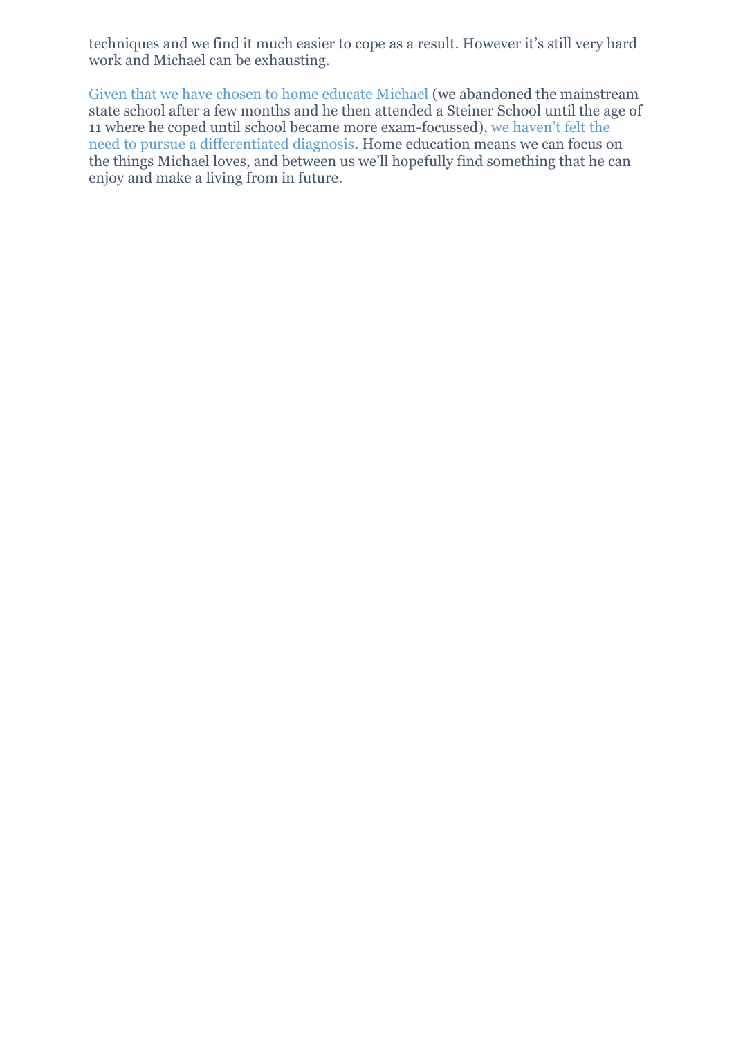techniques and we find it much easier to cope as a result. However it's still very hard work and Michael can be exhausting.

Given that we have chosen to home educate Michael (we abandoned the mainstream state school after a few months and he then attended a Steiner School until the age of 11 where he coped until school became more exam-focussed), we haven't felt the need to pursue a differentiated diagnosis. Home education means we can focus on the things Michael loves, and between us we'll hopefully find something that he can enjoy and make a living from in future.